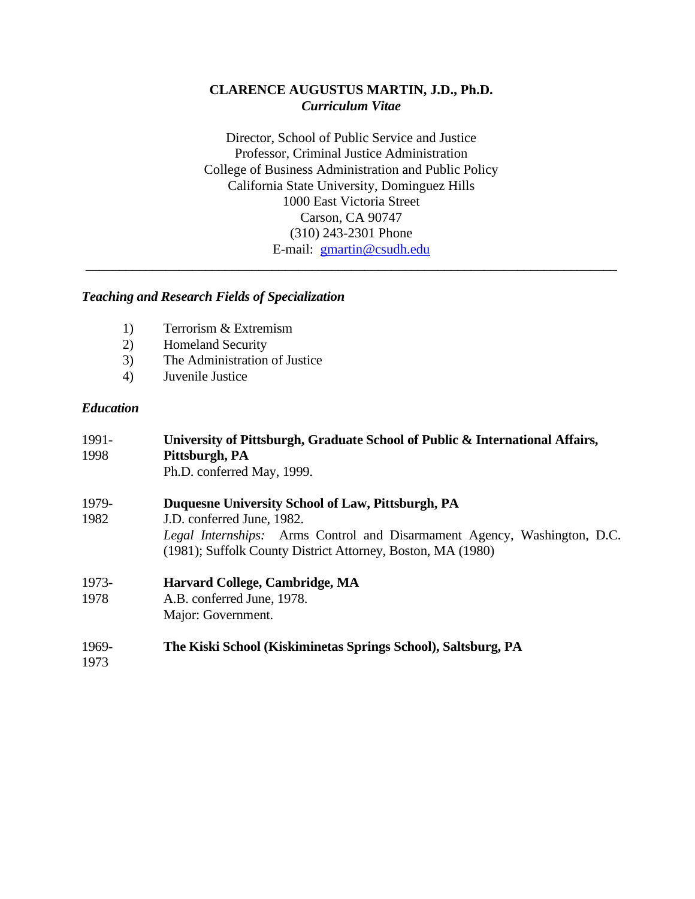# CLARENCE AUGUSTUS MARTIN, J.D., Ph.D.

***Curriculum Vitae***

Director, School of Public Service and Justice
Professor, Criminal Justice Administration
College of Business Administration and Public Policy
California State University, Dominguez Hills
1000 East Victoria Street
Carson, CA 90747
(310) 243-2301 Phone
E-mail: gmartin@csudh.edu

---

### *Teaching and Research Fields of Specialization*

1) Terrorism & Extremism
2) Homeland Security
3) The Administration of Justice
4) Juvenile Justice

### *Education*

1991-1998 **University of Pittsburgh, Graduate School of Public & International Affairs, Pittsburgh, PA**
Ph.D. conferred May, 1999.

1979-1982 **Duquesne University School of Law, Pittsburgh, PA**
J.D. conferred June, 1982.
*Legal Internships:* Arms Control and Disarmament Agency, Washington, D.C. (1981); Suffolk County District Attorney, Boston, MA (1980)

1973-1978 **Harvard College, Cambridge, MA**
A.B. conferred June, 1978.
Major: Government.

1969-1973 **The Kiski School (Kiskiminetas Springs School), Saltsburg, PA**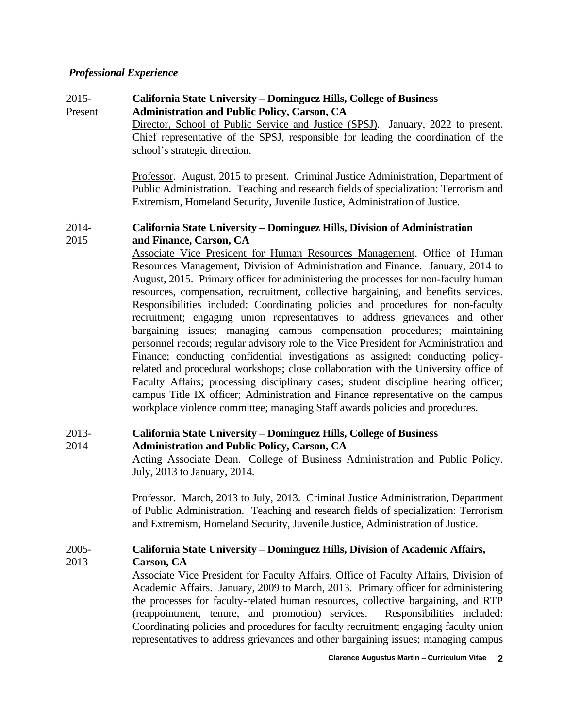### *Professional Experience*

**2015-Present** — **California State University – Dominguez Hills, College of Business Administration and Public Policy, Carson, CA**

Director, School of Public Service and Justice (SPSJ). January, 2022 to present. Chief representative of the SPSJ, responsible for leading the coordination of the school's strategic direction.

Professor. August, 2015 to present. Criminal Justice Administration, Department of Public Administration. Teaching and research fields of specialization: Terrorism and Extremism, Homeland Security, Juvenile Justice, Administration of Justice.

**2014-2015** — **California State University – Dominguez Hills, Division of Administration and Finance, Carson, CA**

Associate Vice President for Human Resources Management. Office of Human Resources Management, Division of Administration and Finance. January, 2014 to August, 2015. Primary officer for administering the processes for non-faculty human resources, compensation, recruitment, collective bargaining, and benefits services. Responsibilities included: Coordinating policies and procedures for non-faculty recruitment; engaging union representatives to address grievances and other bargaining issues; managing campus compensation procedures; maintaining personnel records; regular advisory role to the Vice President for Administration and Finance; conducting confidential investigations as assigned; conducting policy-related and procedural workshops; close collaboration with the University office of Faculty Affairs; processing disciplinary cases; student discipline hearing officer; campus Title IX officer; Administration and Finance representative on the campus workplace violence committee; managing Staff awards policies and procedures.

**2013-2014** — **California State University – Dominguez Hills, College of Business Administration and Public Policy, Carson, CA**

Acting Associate Dean. College of Business Administration and Public Policy. July, 2013 to January, 2014.

Professor. March, 2013 to July, 2013. Criminal Justice Administration, Department of Public Administration. Teaching and research fields of specialization: Terrorism and Extremism, Homeland Security, Juvenile Justice, Administration of Justice.

**2005-2013** — **California State University – Dominguez Hills, Division of Academic Affairs, Carson, CA**

Associate Vice President for Faculty Affairs. Office of Faculty Affairs, Division of Academic Affairs. January, 2009 to March, 2013. Primary officer for administering the processes for faculty-related human resources, collective bargaining, and RTP (reappointment, tenure, and promotion) services. Responsibilities included: Coordinating policies and procedures for faculty recruitment; engaging faculty union representatives to address grievances and other bargaining issues; managing campus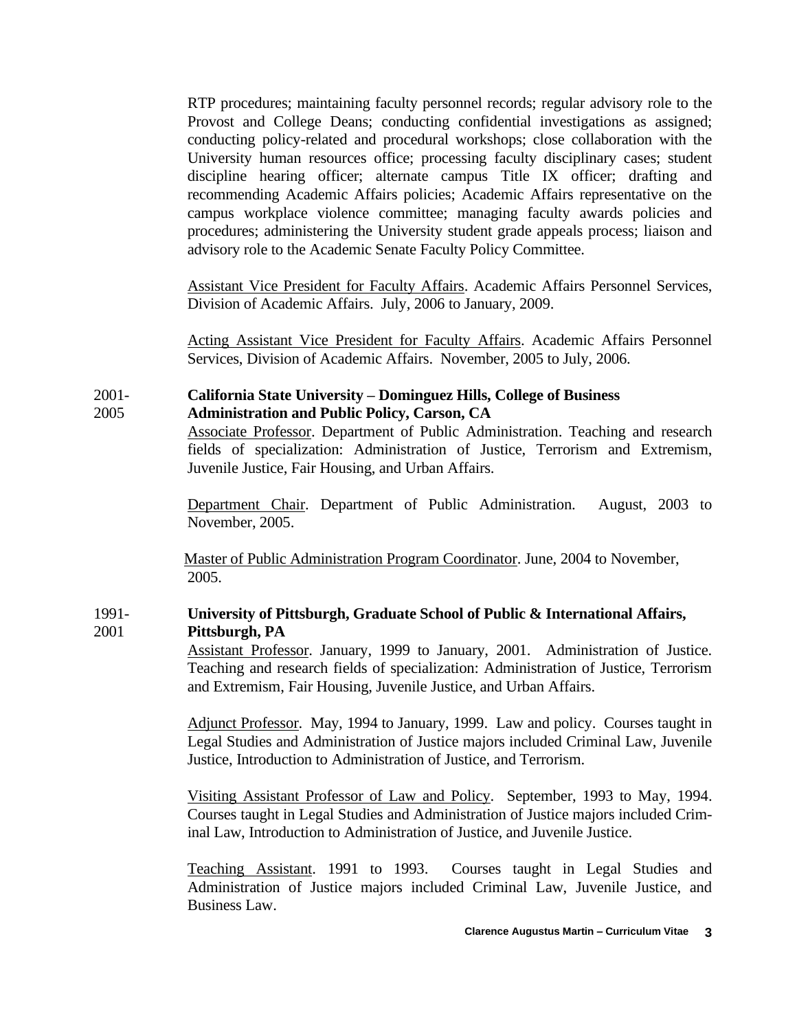RTP procedures; maintaining faculty personnel records; regular advisory role to the Provost and College Deans; conducting confidential investigations as assigned; conducting policy-related and procedural workshops; close collaboration with the University human resources office; processing faculty disciplinary cases; student discipline hearing officer; alternate campus Title IX officer; drafting and recommending Academic Affairs policies; Academic Affairs representative on the campus workplace violence committee; managing faculty awards policies and procedures; administering the University student grade appeals process; liaison and advisory role to the Academic Senate Faculty Policy Committee.

<u>Assistant Vice President for Faculty Affairs</u>. Academic Affairs Personnel Services, Division of Academic Affairs. July, 2006 to January, 2009.

<u>Acting Assistant Vice President for Faculty Affairs</u>. Academic Affairs Personnel Services, Division of Academic Affairs. November, 2005 to July, 2006.

2001-2005 **California State University – Dominguez Hills, College of Business Administration and Public Policy, Carson, CA**

<u>Associate Professor</u>. Department of Public Administration. Teaching and research fields of specialization: Administration of Justice, Terrorism and Extremism, Juvenile Justice, Fair Housing, and Urban Affairs.

<u>Department Chair</u>. Department of Public Administration. August, 2003 to November, 2005.

<u>Master of Public Administration Program Coordinator</u>. June, 2004 to November, 2005.

1991-2001 **University of Pittsburgh, Graduate School of Public & International Affairs, Pittsburgh, PA**

<u>Assistant Professor</u>. January, 1999 to January, 2001. Administration of Justice. Teaching and research fields of specialization: Administration of Justice, Terrorism and Extremism, Fair Housing, Juvenile Justice, and Urban Affairs.

<u>Adjunct Professor</u>. May, 1994 to January, 1999. Law and policy. Courses taught in Legal Studies and Administration of Justice majors included Criminal Law, Juvenile Justice, Introduction to Administration of Justice, and Terrorism.

<u>Visiting Assistant Professor of Law and Policy</u>. September, 1993 to May, 1994. Courses taught in Legal Studies and Administration of Justice majors included Criminal Law, Introduction to Administration of Justice, and Juvenile Justice.

<u>Teaching Assistant</u>. 1991 to 1993. Courses taught in Legal Studies and Administration of Justice majors included Criminal Law, Juvenile Justice, and Business Law.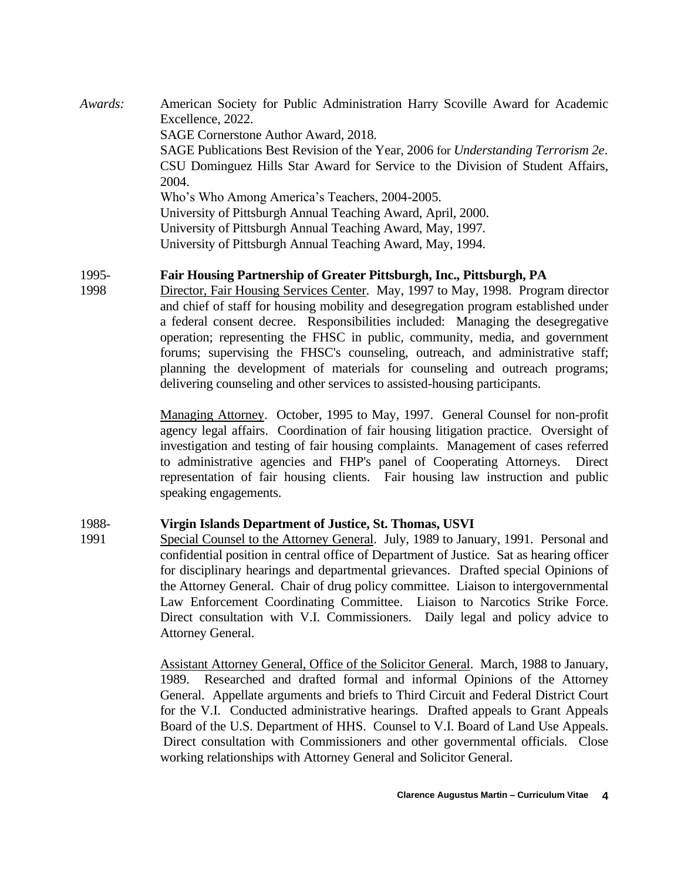*Awards:* American Society for Public Administration Harry Scoville Award for Academic Excellence, 2022.
SAGE Cornerstone Author Award, 2018.
SAGE Publications Best Revision of the Year, 2006 for *Understanding Terrorism 2e*.
CSU Dominguez Hills Star Award for Service to the Division of Student Affairs, 2004.
Who's Who Among America's Teachers, 2004-2005.
University of Pittsburgh Annual Teaching Award, April, 2000.
University of Pittsburgh Annual Teaching Award, May, 1997.
University of Pittsburgh Annual Teaching Award, May, 1994.

1995-1998 **Fair Housing Partnership of Greater Pittsburgh, Inc., Pittsburgh, PA**

Director, Fair Housing Services Center. May, 1997 to May, 1998. Program director and chief of staff for housing mobility and desegregation program established under a federal consent decree. Responsibilities included: Managing the desegregative operation; representing the FHSC in public, community, media, and government forums; supervising the FHSC's counseling, outreach, and administrative staff; planning the development of materials for counseling and outreach programs; delivering counseling and other services to assisted-housing participants.

Managing Attorney. October, 1995 to May, 1997. General Counsel for non-profit agency legal affairs. Coordination of fair housing litigation practice. Oversight of investigation and testing of fair housing complaints. Management of cases referred to administrative agencies and FHP's panel of Cooperating Attorneys. Direct representation of fair housing clients. Fair housing law instruction and public speaking engagements.

1988-1991 **Virgin Islands Department of Justice, St. Thomas, USVI**

Special Counsel to the Attorney General. July, 1989 to January, 1991. Personal and confidential position in central office of Department of Justice. Sat as hearing officer for disciplinary hearings and departmental grievances. Drafted special Opinions of the Attorney General. Chair of drug policy committee. Liaison to intergovernmental Law Enforcement Coordinating Committee. Liaison to Narcotics Strike Force. Direct consultation with V.I. Commissioners. Daily legal and policy advice to Attorney General.

Assistant Attorney General, Office of the Solicitor General. March, 1988 to January, 1989. Researched and drafted formal and informal Opinions of the Attorney General. Appellate arguments and briefs to Third Circuit and Federal District Court for the V.I. Conducted administrative hearings. Drafted appeals to Grant Appeals Board of the U.S. Department of HHS. Counsel to V.I. Board of Land Use Appeals. Direct consultation with Commissioners and other governmental officials. Close working relationships with Attorney General and Solicitor General.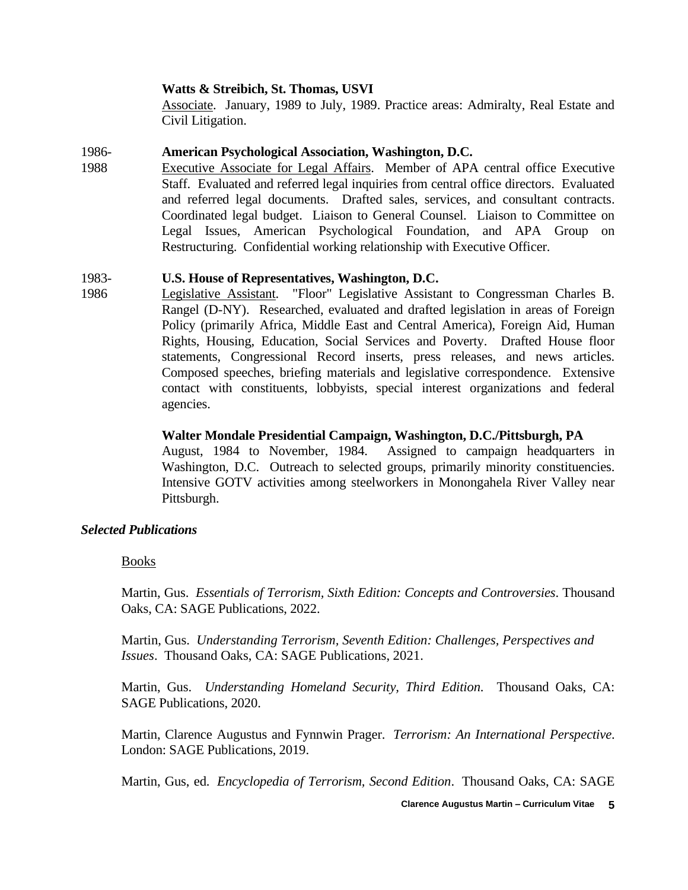**Watts & Streibich, St. Thomas, USVI**
Associate. January, 1989 to July, 1989. Practice areas: Admiralty, Real Estate and Civil Litigation.

1986-1988 **American Psychological Association, Washington, D.C.**
Executive Associate for Legal Affairs. Member of APA central office Executive Staff. Evaluated and referred legal inquiries from central office directors. Evaluated and referred legal documents. Drafted sales, services, and consultant contracts. Coordinated legal budget. Liaison to General Counsel. Liaison to Committee on Legal Issues, American Psychological Foundation, and APA Group on Restructuring. Confidential working relationship with Executive Officer.

1983-1986 **U.S. House of Representatives, Washington, D.C.**
Legislative Assistant. "Floor" Legislative Assistant to Congressman Charles B. Rangel (D-NY). Researched, evaluated and drafted legislation in areas of Foreign Policy (primarily Africa, Middle East and Central America), Foreign Aid, Human Rights, Housing, Education, Social Services and Poverty. Drafted House floor statements, Congressional Record inserts, press releases, and news articles. Composed speeches, briefing materials and legislative correspondence. Extensive contact with constituents, lobbyists, special interest organizations and federal agencies.

**Walter Mondale Presidential Campaign, Washington, D.C./Pittsburgh, PA**
August, 1984 to November, 1984. Assigned to campaign headquarters in Washington, D.C. Outreach to selected groups, primarily minority constituencies. Intensive GOTV activities among steelworkers in Monongahela River Valley near Pittsburgh.

***Selected Publications***

Books

Martin, Gus. *Essentials of Terrorism, Sixth Edition: Concepts and Controversies*. Thousand Oaks, CA: SAGE Publications, 2022.

Martin, Gus. *Understanding Terrorism, Seventh Edition: Challenges, Perspectives and Issues*. Thousand Oaks, CA: SAGE Publications, 2021.

Martin, Gus. *Understanding Homeland Security, Third Edition.* Thousand Oaks, CA: SAGE Publications, 2020.

Martin, Clarence Augustus and Fynnwin Prager. *Terrorism: An International Perspective*. London: SAGE Publications, 2019.

Martin, Gus, ed. *Encyclopedia of Terrorism, Second Edition*. Thousand Oaks, CA: SAGE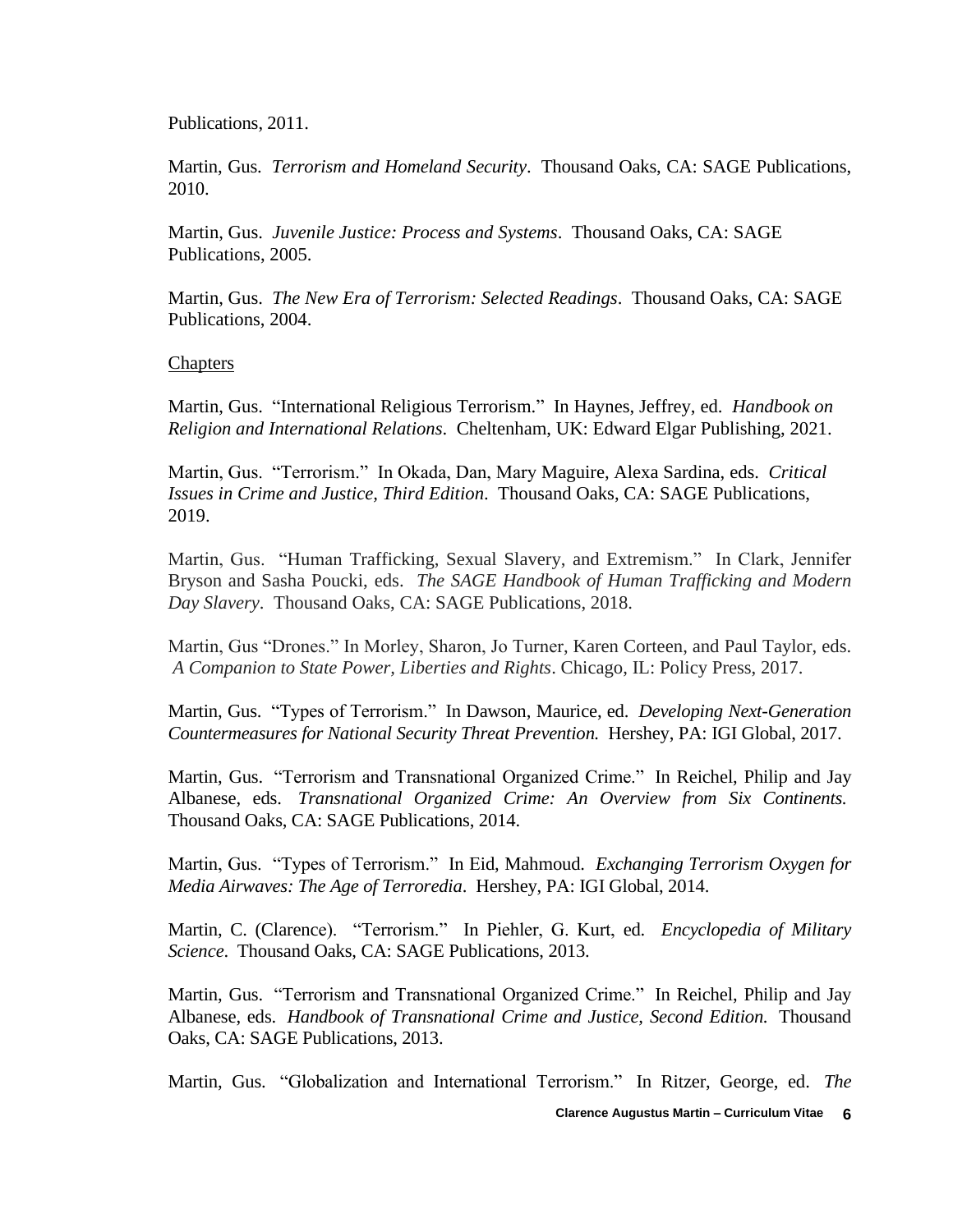Publications, 2011.

Martin, Gus. *Terrorism and Homeland Security*. Thousand Oaks, CA: SAGE Publications, 2010.

Martin, Gus. *Juvenile Justice: Process and Systems*. Thousand Oaks, CA: SAGE Publications, 2005.

Martin, Gus. *The New Era of Terrorism: Selected Readings*. Thousand Oaks, CA: SAGE Publications, 2004.

<u>Chapters</u>

Martin, Gus. "International Religious Terrorism." In Haynes, Jeffrey, ed. *Handbook on Religion and International Relations*. Cheltenham, UK: Edward Elgar Publishing, 2021.

Martin, Gus. "Terrorism." In Okada, Dan, Mary Maguire, Alexa Sardina, eds. *Critical Issues in Crime and Justice, Third Edition*. Thousand Oaks, CA: SAGE Publications, 2019.

Martin, Gus. "Human Trafficking, Sexual Slavery, and Extremism." In Clark, Jennifer Bryson and Sasha Poucki, eds. *The SAGE Handbook of Human Trafficking and Modern Day Slavery*. Thousand Oaks, CA: SAGE Publications, 2018.

Martin, Gus "Drones." In Morley, Sharon, Jo Turner, Karen Corteen, and Paul Taylor, eds. *A Companion to State Power, Liberties and Rights*. Chicago, IL: Policy Press, 2017.

Martin, Gus. "Types of Terrorism." In Dawson, Maurice, ed. *Developing Next-Generation Countermeasures for National Security Threat Prevention.* Hershey, PA: IGI Global, 2017.

Martin, Gus. "Terrorism and Transnational Organized Crime." In Reichel, Philip and Jay Albanese, eds. *Transnational Organized Crime: An Overview from Six Continents.* Thousand Oaks, CA: SAGE Publications, 2014.

Martin, Gus. "Types of Terrorism." In Eid, Mahmoud. *Exchanging Terrorism Oxygen for Media Airwaves: The Age of Terroredia*. Hershey, PA: IGI Global, 2014.

Martin, C. (Clarence). "Terrorism." In Piehler, G. Kurt, ed. *Encyclopedia of Military Science*. Thousand Oaks, CA: SAGE Publications, 2013.

Martin, Gus. "Terrorism and Transnational Organized Crime." In Reichel, Philip and Jay Albanese, eds. *Handbook of Transnational Crime and Justice, Second Edition.* Thousand Oaks, CA: SAGE Publications, 2013.

Martin, Gus. "Globalization and International Terrorism." In Ritzer, George, ed. *The*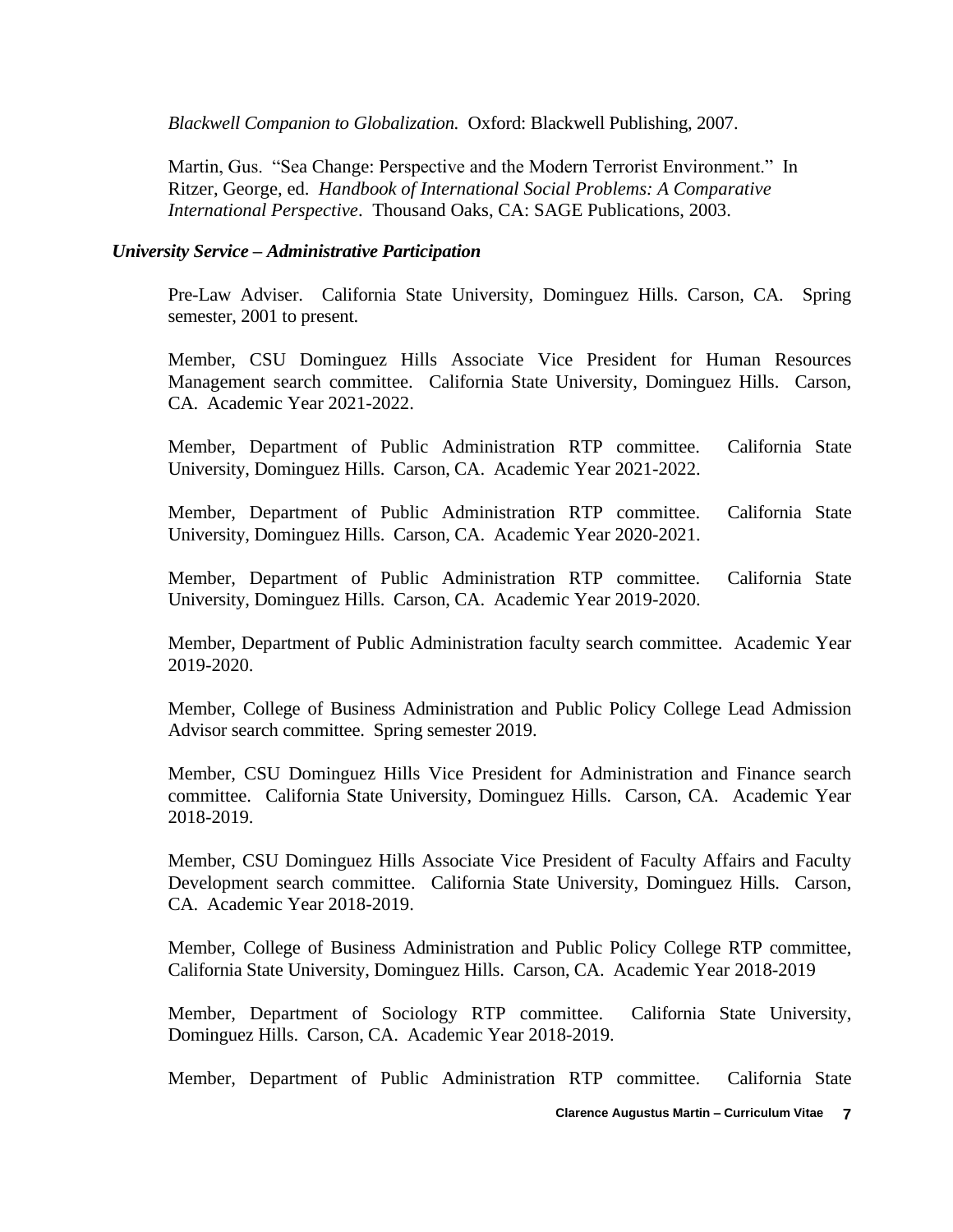*Blackwell Companion to Globalization.* Oxford: Blackwell Publishing, 2007.

Martin, Gus. "Sea Change: Perspective and the Modern Terrorist Environment." In Ritzer, George, ed. *Handbook of International Social Problems: A Comparative International Perspective*. Thousand Oaks, CA: SAGE Publications, 2003.

***University Service – Administrative Participation***

Pre-Law Adviser. California State University, Dominguez Hills. Carson, CA. Spring semester, 2001 to present.

Member, CSU Dominguez Hills Associate Vice President for Human Resources Management search committee. California State University, Dominguez Hills. Carson, CA. Academic Year 2021-2022.

Member, Department of Public Administration RTP committee. California State University, Dominguez Hills. Carson, CA. Academic Year 2021-2022.

Member, Department of Public Administration RTP committee. California State University, Dominguez Hills. Carson, CA. Academic Year 2020-2021.

Member, Department of Public Administration RTP committee. California State University, Dominguez Hills. Carson, CA. Academic Year 2019-2020.

Member, Department of Public Administration faculty search committee. Academic Year 2019-2020.

Member, College of Business Administration and Public Policy College Lead Admission Advisor search committee. Spring semester 2019.

Member, CSU Dominguez Hills Vice President for Administration and Finance search committee. California State University, Dominguez Hills. Carson, CA. Academic Year 2018-2019.

Member, CSU Dominguez Hills Associate Vice President of Faculty Affairs and Faculty Development search committee. California State University, Dominguez Hills. Carson, CA. Academic Year 2018-2019.

Member, College of Business Administration and Public Policy College RTP committee, California State University, Dominguez Hills. Carson, CA. Academic Year 2018-2019

Member, Department of Sociology RTP committee. California State University, Dominguez Hills. Carson, CA. Academic Year 2018-2019.

Member, Department of Public Administration RTP committee. California State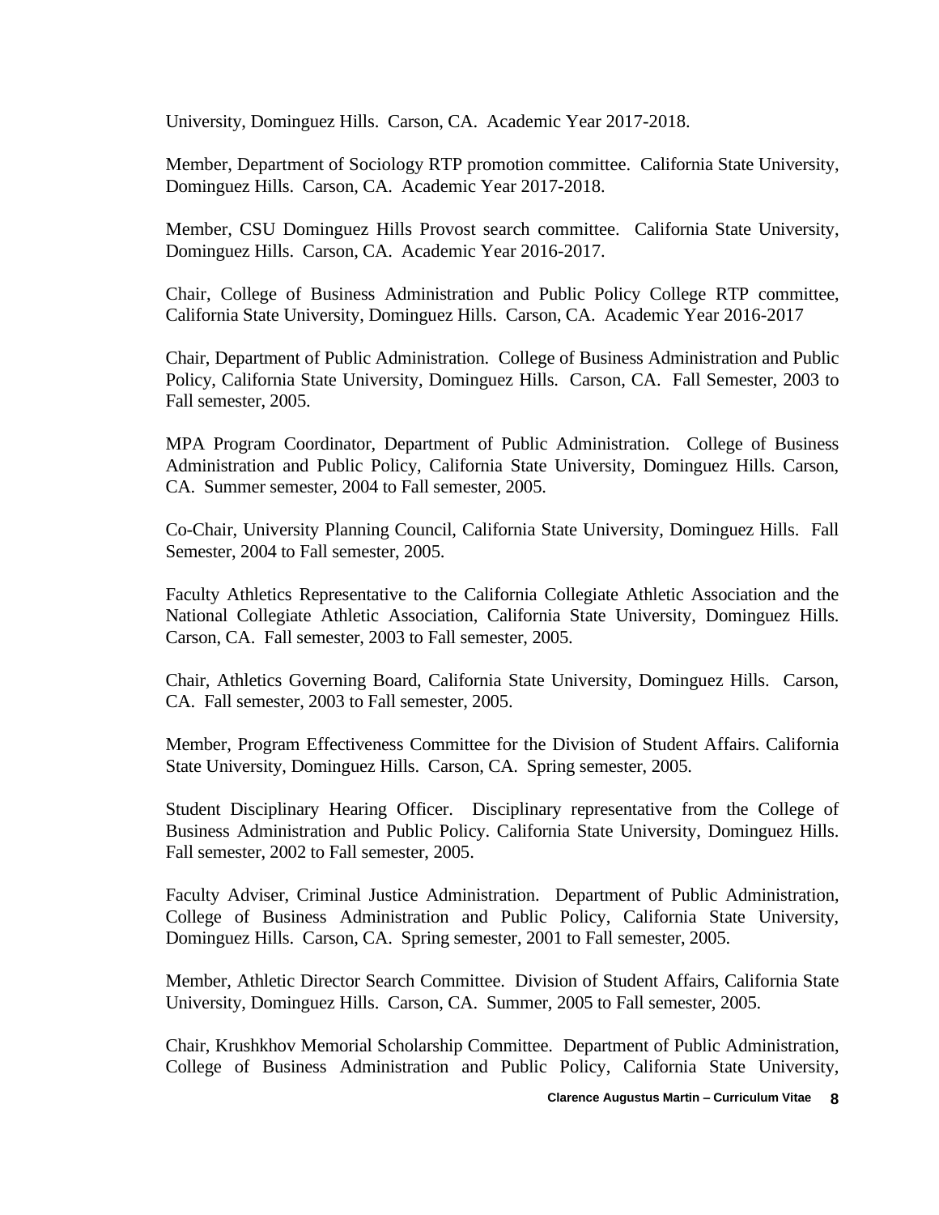University, Dominguez Hills. Carson, CA. Academic Year 2017-2018.

Member, Department of Sociology RTP promotion committee. California State University, Dominguez Hills. Carson, CA. Academic Year 2017-2018.

Member, CSU Dominguez Hills Provost search committee. California State University, Dominguez Hills. Carson, CA. Academic Year 2016-2017.

Chair, College of Business Administration and Public Policy College RTP committee, California State University, Dominguez Hills. Carson, CA. Academic Year 2016-2017

Chair, Department of Public Administration. College of Business Administration and Public Policy, California State University, Dominguez Hills. Carson, CA. Fall Semester, 2003 to Fall semester, 2005.

MPA Program Coordinator, Department of Public Administration. College of Business Administration and Public Policy, California State University, Dominguez Hills. Carson, CA. Summer semester, 2004 to Fall semester, 2005.

Co-Chair, University Planning Council, California State University, Dominguez Hills. Fall Semester, 2004 to Fall semester, 2005.

Faculty Athletics Representative to the California Collegiate Athletic Association and the National Collegiate Athletic Association, California State University, Dominguez Hills. Carson, CA. Fall semester, 2003 to Fall semester, 2005.

Chair, Athletics Governing Board, California State University, Dominguez Hills. Carson, CA. Fall semester, 2003 to Fall semester, 2005.

Member, Program Effectiveness Committee for the Division of Student Affairs. California State University, Dominguez Hills. Carson, CA. Spring semester, 2005.

Student Disciplinary Hearing Officer. Disciplinary representative from the College of Business Administration and Public Policy. California State University, Dominguez Hills. Fall semester, 2002 to Fall semester, 2005.

Faculty Adviser, Criminal Justice Administration. Department of Public Administration, College of Business Administration and Public Policy, California State University, Dominguez Hills. Carson, CA. Spring semester, 2001 to Fall semester, 2005.

Member, Athletic Director Search Committee. Division of Student Affairs, California State University, Dominguez Hills. Carson, CA. Summer, 2005 to Fall semester, 2005.

Chair, Krushkhov Memorial Scholarship Committee. Department of Public Administration, College of Business Administration and Public Policy, California State University,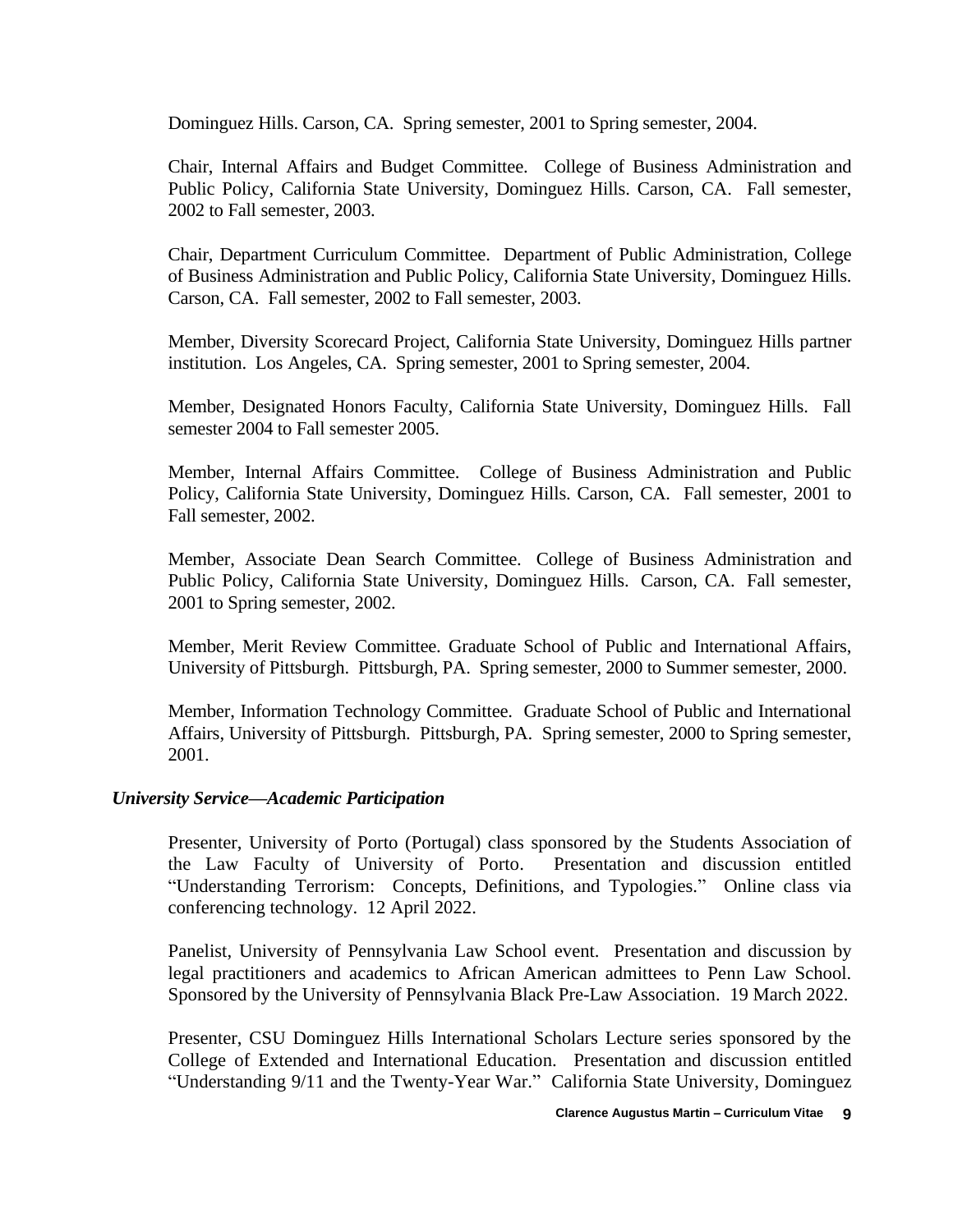Dominguez Hills. Carson, CA. Spring semester, 2001 to Spring semester, 2004.

Chair, Internal Affairs and Budget Committee. College of Business Administration and Public Policy, California State University, Dominguez Hills. Carson, CA. Fall semester, 2002 to Fall semester, 2003.

Chair, Department Curriculum Committee. Department of Public Administration, College of Business Administration and Public Policy, California State University, Dominguez Hills. Carson, CA. Fall semester, 2002 to Fall semester, 2003.

Member, Diversity Scorecard Project, California State University, Dominguez Hills partner institution. Los Angeles, CA. Spring semester, 2001 to Spring semester, 2004.

Member, Designated Honors Faculty, California State University, Dominguez Hills. Fall semester 2004 to Fall semester 2005.

Member, Internal Affairs Committee. College of Business Administration and Public Policy, California State University, Dominguez Hills. Carson, CA. Fall semester, 2001 to Fall semester, 2002.

Member, Associate Dean Search Committee. College of Business Administration and Public Policy, California State University, Dominguez Hills. Carson, CA. Fall semester, 2001 to Spring semester, 2002.

Member, Merit Review Committee. Graduate School of Public and International Affairs, University of Pittsburgh. Pittsburgh, PA. Spring semester, 2000 to Summer semester, 2000.

Member, Information Technology Committee. Graduate School of Public and International Affairs, University of Pittsburgh. Pittsburgh, PA. Spring semester, 2000 to Spring semester, 2001.

### *University Service—Academic Participation*

Presenter, University of Porto (Portugal) class sponsored by the Students Association of the Law Faculty of University of Porto. Presentation and discussion entitled "Understanding Terrorism: Concepts, Definitions, and Typologies." Online class via conferencing technology. 12 April 2022.

Panelist, University of Pennsylvania Law School event. Presentation and discussion by legal practitioners and academics to African American admittees to Penn Law School. Sponsored by the University of Pennsylvania Black Pre-Law Association. 19 March 2022.

Presenter, CSU Dominguez Hills International Scholars Lecture series sponsored by the College of Extended and International Education. Presentation and discussion entitled "Understanding 9/11 and the Twenty-Year War." California State University, Dominguez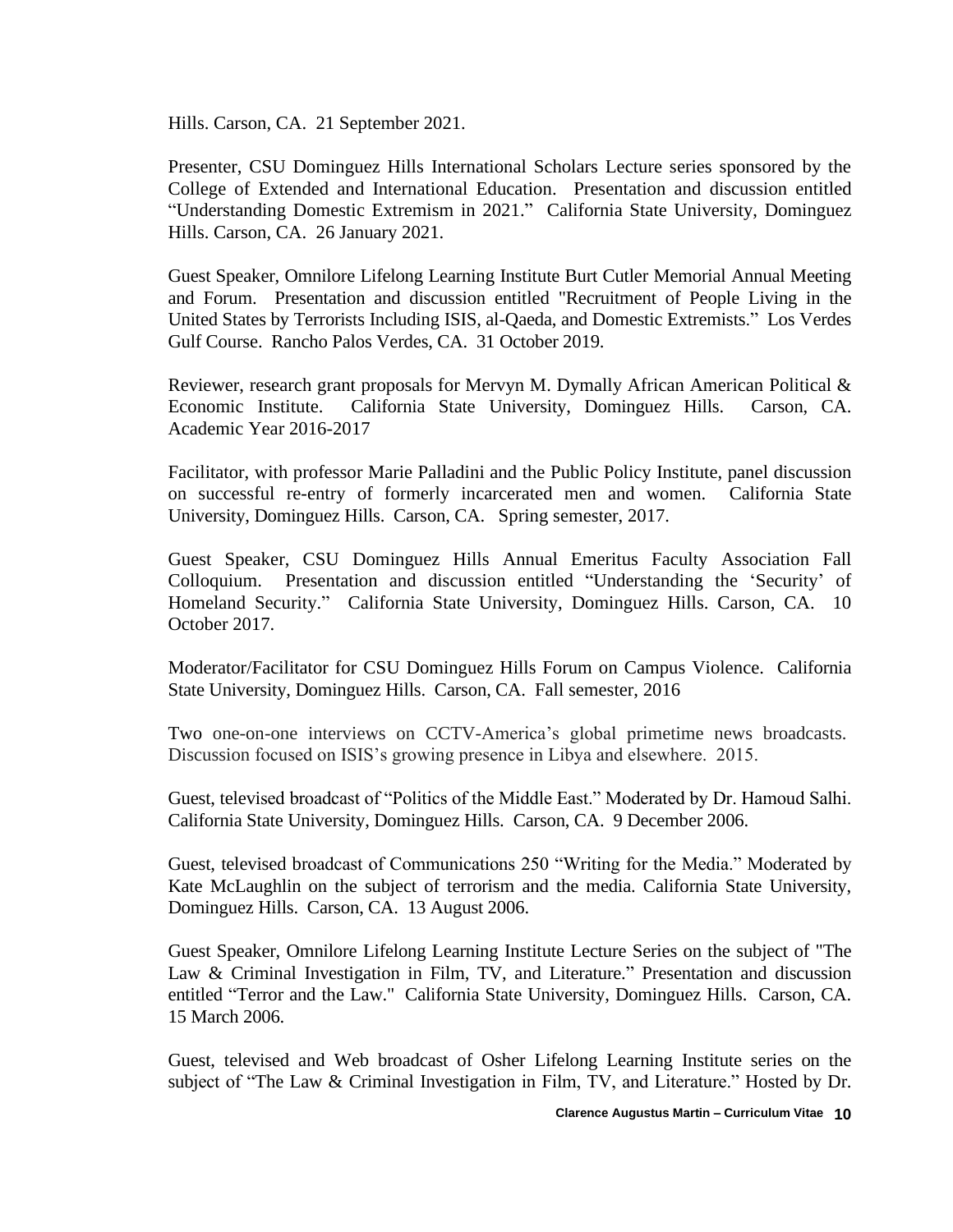Hills. Carson, CA. 21 September 2021.

Presenter, CSU Dominguez Hills International Scholars Lecture series sponsored by the College of Extended and International Education. Presentation and discussion entitled "Understanding Domestic Extremism in 2021." California State University, Dominguez Hills. Carson, CA. 26 January 2021.

Guest Speaker, Omnilore Lifelong Learning Institute Burt Cutler Memorial Annual Meeting and Forum. Presentation and discussion entitled "Recruitment of People Living in the United States by Terrorists Including ISIS, al-Qaeda, and Domestic Extremists." Los Verdes Gulf Course. Rancho Palos Verdes, CA. 31 October 2019.

Reviewer, research grant proposals for Mervyn M. Dymally African American Political & Economic Institute. California State University, Dominguez Hills. Carson, CA. Academic Year 2016-2017

Facilitator, with professor Marie Palladini and the Public Policy Institute, panel discussion on successful re-entry of formerly incarcerated men and women. California State University, Dominguez Hills. Carson, CA. Spring semester, 2017.

Guest Speaker, CSU Dominguez Hills Annual Emeritus Faculty Association Fall Colloquium. Presentation and discussion entitled "Understanding the 'Security' of Homeland Security." California State University, Dominguez Hills. Carson, CA. 10 October 2017.

Moderator/Facilitator for CSU Dominguez Hills Forum on Campus Violence. California State University, Dominguez Hills. Carson, CA. Fall semester, 2016

Two one-on-one interviews on CCTV-America's global primetime news broadcasts. Discussion focused on ISIS's growing presence in Libya and elsewhere. 2015.

Guest, televised broadcast of "Politics of the Middle East." Moderated by Dr. Hamoud Salhi. California State University, Dominguez Hills. Carson, CA. 9 December 2006.

Guest, televised broadcast of Communications 250 "Writing for the Media." Moderated by Kate McLaughlin on the subject of terrorism and the media. California State University, Dominguez Hills. Carson, CA. 13 August 2006.

Guest Speaker, Omnilore Lifelong Learning Institute Lecture Series on the subject of "The Law & Criminal Investigation in Film, TV, and Literature." Presentation and discussion entitled "Terror and the Law." California State University, Dominguez Hills. Carson, CA. 15 March 2006.

Guest, televised and Web broadcast of Osher Lifelong Learning Institute series on the subject of "The Law & Criminal Investigation in Film, TV, and Literature." Hosted by Dr.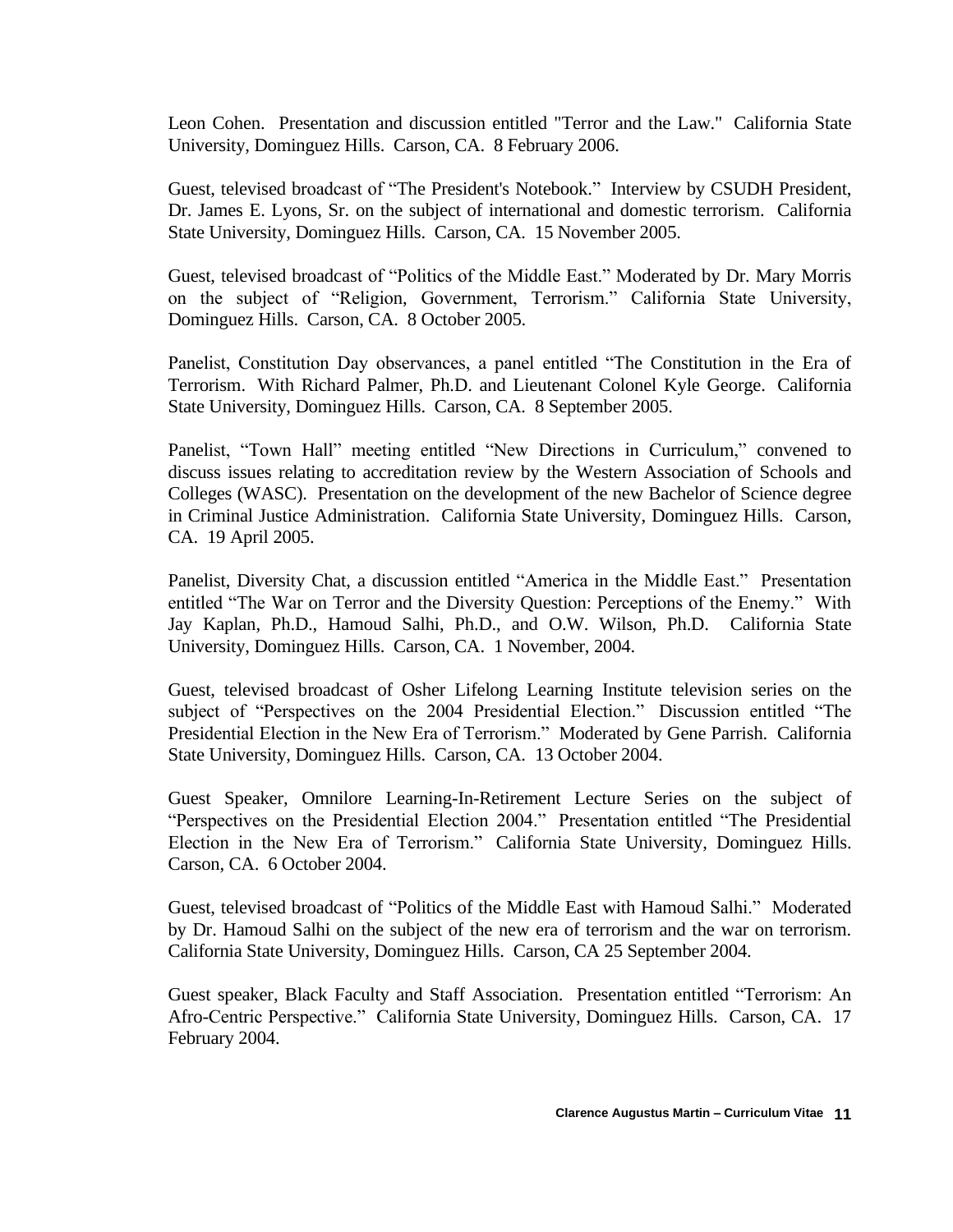Leon Cohen. Presentation and discussion entitled "Terror and the Law." California State University, Dominguez Hills. Carson, CA. 8 February 2006.

Guest, televised broadcast of "The President's Notebook." Interview by CSUDH President, Dr. James E. Lyons, Sr. on the subject of international and domestic terrorism. California State University, Dominguez Hills. Carson, CA. 15 November 2005.

Guest, televised broadcast of "Politics of the Middle East." Moderated by Dr. Mary Morris on the subject of "Religion, Government, Terrorism." California State University, Dominguez Hills. Carson, CA. 8 October 2005.

Panelist, Constitution Day observances, a panel entitled "The Constitution in the Era of Terrorism. With Richard Palmer, Ph.D. and Lieutenant Colonel Kyle George. California State University, Dominguez Hills. Carson, CA. 8 September 2005.

Panelist, "Town Hall" meeting entitled "New Directions in Curriculum," convened to discuss issues relating to accreditation review by the Western Association of Schools and Colleges (WASC). Presentation on the development of the new Bachelor of Science degree in Criminal Justice Administration. California State University, Dominguez Hills. Carson, CA. 19 April 2005.

Panelist, Diversity Chat, a discussion entitled "America in the Middle East." Presentation entitled "The War on Terror and the Diversity Question: Perceptions of the Enemy." With Jay Kaplan, Ph.D., Hamoud Salhi, Ph.D., and O.W. Wilson, Ph.D. California State University, Dominguez Hills. Carson, CA. 1 November, 2004.

Guest, televised broadcast of Osher Lifelong Learning Institute television series on the subject of "Perspectives on the 2004 Presidential Election." Discussion entitled "The Presidential Election in the New Era of Terrorism." Moderated by Gene Parrish. California State University, Dominguez Hills. Carson, CA. 13 October 2004.

Guest Speaker, Omnilore Learning-In-Retirement Lecture Series on the subject of "Perspectives on the Presidential Election 2004." Presentation entitled "The Presidential Election in the New Era of Terrorism." California State University, Dominguez Hills. Carson, CA. 6 October 2004.

Guest, televised broadcast of "Politics of the Middle East with Hamoud Salhi." Moderated by Dr. Hamoud Salhi on the subject of the new era of terrorism and the war on terrorism. California State University, Dominguez Hills. Carson, CA 25 September 2004.

Guest speaker, Black Faculty and Staff Association. Presentation entitled "Terrorism: An Afro-Centric Perspective." California State University, Dominguez Hills. Carson, CA. 17 February 2004.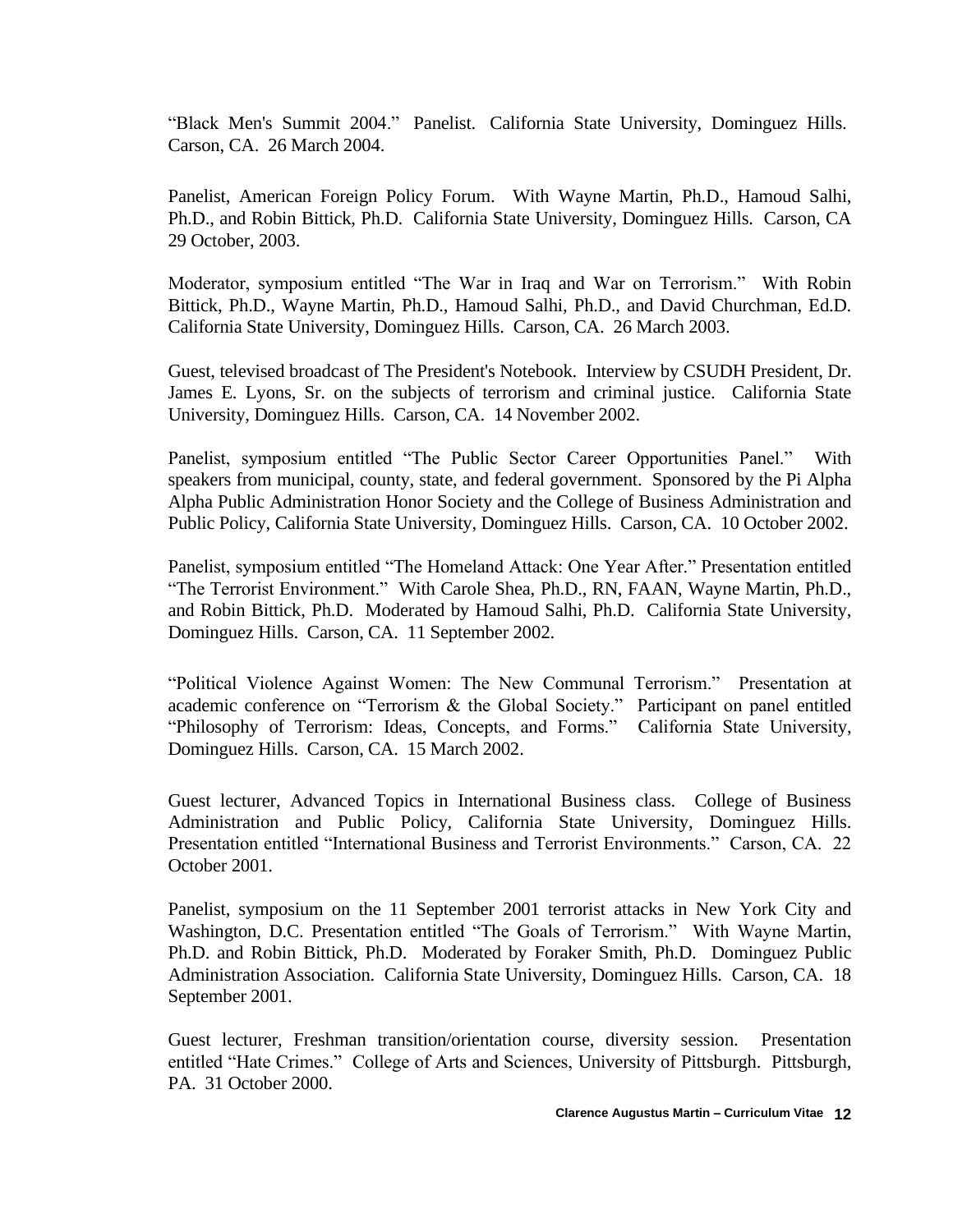"Black Men's Summit 2004." Panelist. California State University, Dominguez Hills. Carson, CA. 26 March 2004.

Panelist, American Foreign Policy Forum. With Wayne Martin, Ph.D., Hamoud Salhi, Ph.D., and Robin Bittick, Ph.D. California State University, Dominguez Hills. Carson, CA 29 October, 2003.

Moderator, symposium entitled "The War in Iraq and War on Terrorism." With Robin Bittick, Ph.D., Wayne Martin, Ph.D., Hamoud Salhi, Ph.D., and David Churchman, Ed.D. California State University, Dominguez Hills. Carson, CA. 26 March 2003.

Guest, televised broadcast of The President's Notebook. Interview by CSUDH President, Dr. James E. Lyons, Sr. on the subjects of terrorism and criminal justice. California State University, Dominguez Hills. Carson, CA. 14 November 2002.

Panelist, symposium entitled "The Public Sector Career Opportunities Panel." With speakers from municipal, county, state, and federal government. Sponsored by the Pi Alpha Alpha Public Administration Honor Society and the College of Business Administration and Public Policy, California State University, Dominguez Hills. Carson, CA. 10 October 2002.

Panelist, symposium entitled "The Homeland Attack: One Year After." Presentation entitled "The Terrorist Environment." With Carole Shea, Ph.D., RN, FAAN, Wayne Martin, Ph.D., and Robin Bittick, Ph.D. Moderated by Hamoud Salhi, Ph.D. California State University, Dominguez Hills. Carson, CA. 11 September 2002.

"Political Violence Against Women: The New Communal Terrorism." Presentation at academic conference on "Terrorism & the Global Society." Participant on panel entitled "Philosophy of Terrorism: Ideas, Concepts, and Forms." California State University, Dominguez Hills. Carson, CA. 15 March 2002.

Guest lecturer, Advanced Topics in International Business class. College of Business Administration and Public Policy, California State University, Dominguez Hills. Presentation entitled "International Business and Terrorist Environments." Carson, CA. 22 October 2001.

Panelist, symposium on the 11 September 2001 terrorist attacks in New York City and Washington, D.C. Presentation entitled "The Goals of Terrorism." With Wayne Martin, Ph.D. and Robin Bittick, Ph.D. Moderated by Foraker Smith, Ph.D. Dominguez Public Administration Association. California State University, Dominguez Hills. Carson, CA. 18 September 2001.

Guest lecturer, Freshman transition/orientation course, diversity session. Presentation entitled "Hate Crimes." College of Arts and Sciences, University of Pittsburgh. Pittsburgh, PA. 31 October 2000.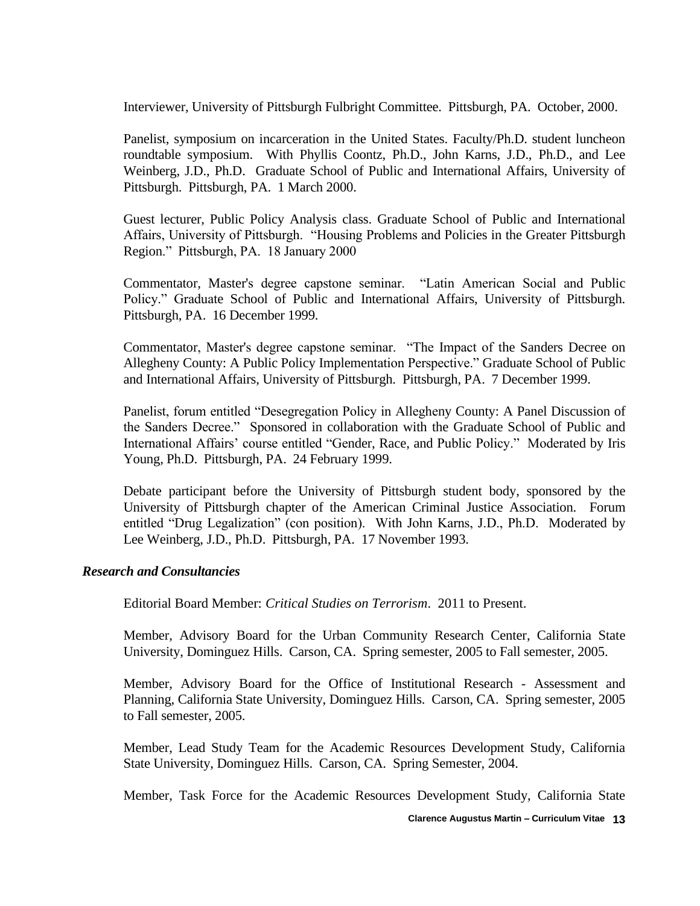Interviewer, University of Pittsburgh Fulbright Committee. Pittsburgh, PA. October, 2000.

Panelist, symposium on incarceration in the United States. Faculty/Ph.D. student luncheon roundtable symposium. With Phyllis Coontz, Ph.D., John Karns, J.D., Ph.D., and Lee Weinberg, J.D., Ph.D. Graduate School of Public and International Affairs, University of Pittsburgh. Pittsburgh, PA. 1 March 2000.

Guest lecturer, Public Policy Analysis class. Graduate School of Public and International Affairs, University of Pittsburgh. "Housing Problems and Policies in the Greater Pittsburgh Region." Pittsburgh, PA. 18 January 2000

Commentator, Master's degree capstone seminar. "Latin American Social and Public Policy." Graduate School of Public and International Affairs, University of Pittsburgh. Pittsburgh, PA. 16 December 1999.

Commentator, Master's degree capstone seminar. "The Impact of the Sanders Decree on Allegheny County: A Public Policy Implementation Perspective." Graduate School of Public and International Affairs, University of Pittsburgh. Pittsburgh, PA. 7 December 1999.

Panelist, forum entitled "Desegregation Policy in Allegheny County: A Panel Discussion of the Sanders Decree." Sponsored in collaboration with the Graduate School of Public and International Affairs' course entitled "Gender, Race, and Public Policy." Moderated by Iris Young, Ph.D. Pittsburgh, PA. 24 February 1999.

Debate participant before the University of Pittsburgh student body, sponsored by the University of Pittsburgh chapter of the American Criminal Justice Association. Forum entitled "Drug Legalization" (con position). With John Karns, J.D., Ph.D. Moderated by Lee Weinberg, J.D., Ph.D. Pittsburgh, PA. 17 November 1993.

***Research and Consultancies***

Editorial Board Member: *Critical Studies on Terrorism*. 2011 to Present.

Member, Advisory Board for the Urban Community Research Center, California State University, Dominguez Hills. Carson, CA. Spring semester, 2005 to Fall semester, 2005.

Member, Advisory Board for the Office of Institutional Research - Assessment and Planning, California State University, Dominguez Hills. Carson, CA. Spring semester, 2005 to Fall semester, 2005.

Member, Lead Study Team for the Academic Resources Development Study, California State University, Dominguez Hills. Carson, CA. Spring Semester, 2004.

Member, Task Force for the Academic Resources Development Study, California State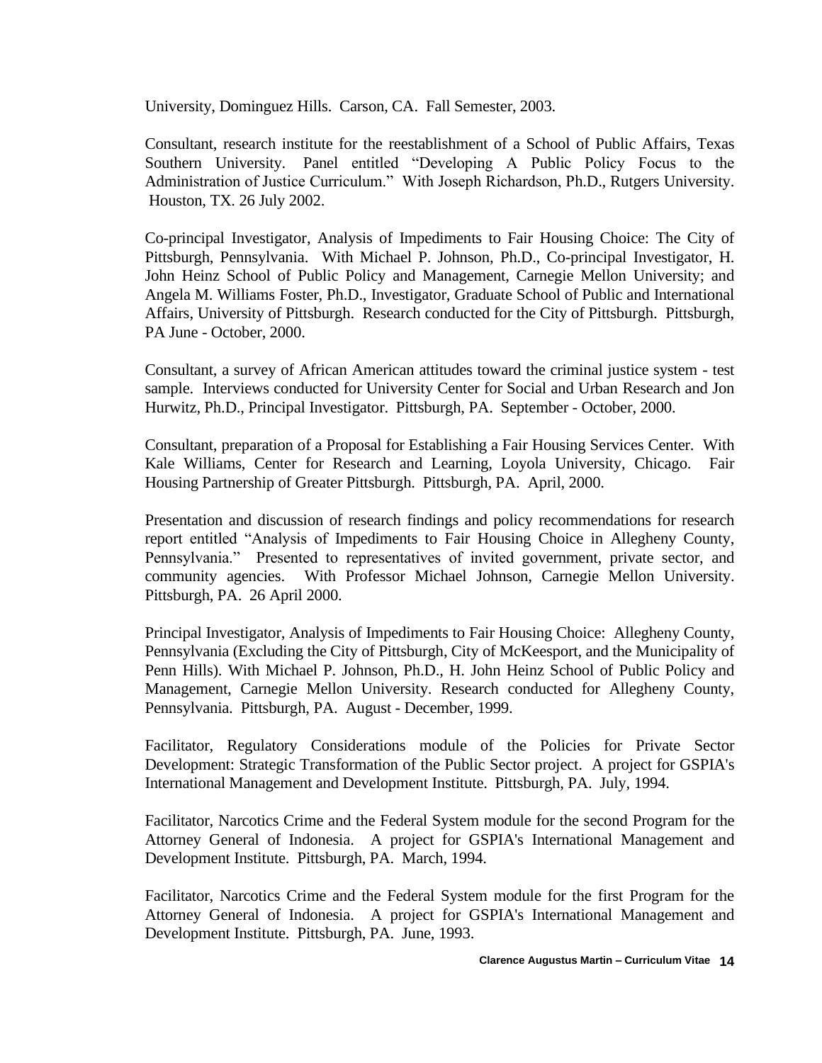University, Dominguez Hills. Carson, CA. Fall Semester, 2003.

Consultant, research institute for the reestablishment of a School of Public Affairs, Texas Southern University. Panel entitled "Developing A Public Policy Focus to the Administration of Justice Curriculum." With Joseph Richardson, Ph.D., Rutgers University. Houston, TX. 26 July 2002.

Co-principal Investigator, Analysis of Impediments to Fair Housing Choice: The City of Pittsburgh, Pennsylvania. With Michael P. Johnson, Ph.D., Co-principal Investigator, H. John Heinz School of Public Policy and Management, Carnegie Mellon University; and Angela M. Williams Foster, Ph.D., Investigator, Graduate School of Public and International Affairs, University of Pittsburgh. Research conducted for the City of Pittsburgh. Pittsburgh, PA June - October, 2000.

Consultant, a survey of African American attitudes toward the criminal justice system - test sample. Interviews conducted for University Center for Social and Urban Research and Jon Hurwitz, Ph.D., Principal Investigator. Pittsburgh, PA. September - October, 2000.

Consultant, preparation of a Proposal for Establishing a Fair Housing Services Center. With Kale Williams, Center for Research and Learning, Loyola University, Chicago. Fair Housing Partnership of Greater Pittsburgh. Pittsburgh, PA. April, 2000.

Presentation and discussion of research findings and policy recommendations for research report entitled "Analysis of Impediments to Fair Housing Choice in Allegheny County, Pennsylvania." Presented to representatives of invited government, private sector, and community agencies. With Professor Michael Johnson, Carnegie Mellon University. Pittsburgh, PA. 26 April 2000.

Principal Investigator, Analysis of Impediments to Fair Housing Choice: Allegheny County, Pennsylvania (Excluding the City of Pittsburgh, City of McKeesport, and the Municipality of Penn Hills). With Michael P. Johnson, Ph.D., H. John Heinz School of Public Policy and Management, Carnegie Mellon University. Research conducted for Allegheny County, Pennsylvania. Pittsburgh, PA. August - December, 1999.

Facilitator, Regulatory Considerations module of the Policies for Private Sector Development: Strategic Transformation of the Public Sector project. A project for GSPIA's International Management and Development Institute. Pittsburgh, PA. July, 1994.

Facilitator, Narcotics Crime and the Federal System module for the second Program for the Attorney General of Indonesia. A project for GSPIA's International Management and Development Institute. Pittsburgh, PA. March, 1994.

Facilitator, Narcotics Crime and the Federal System module for the first Program for the Attorney General of Indonesia. A project for GSPIA's International Management and Development Institute. Pittsburgh, PA. June, 1993.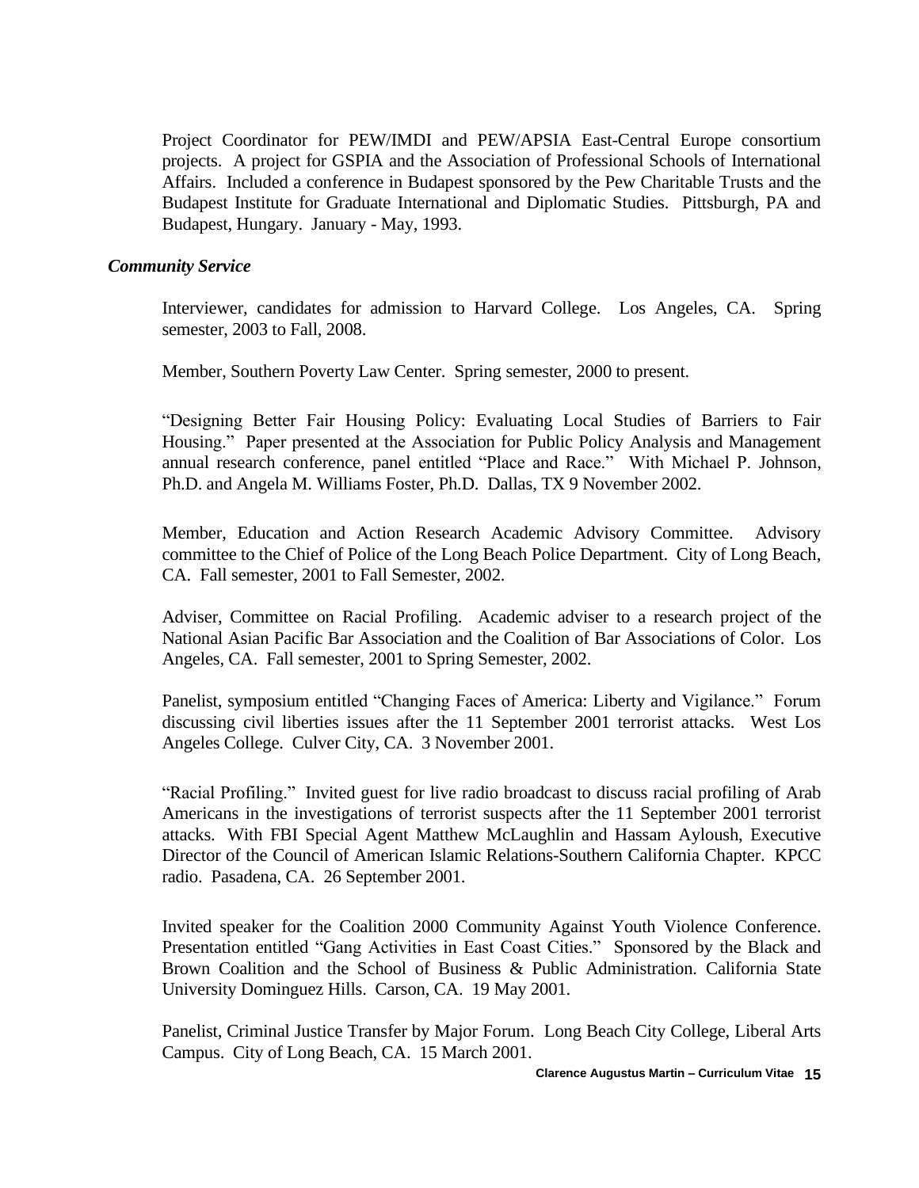Project Coordinator for PEW/IMDI and PEW/APSIA East-Central Europe consortium projects. A project for GSPIA and the Association of Professional Schools of International Affairs. Included a conference in Budapest sponsored by the Pew Charitable Trusts and the Budapest Institute for Graduate International and Diplomatic Studies. Pittsburgh, PA and Budapest, Hungary. January - May, 1993.

### *Community Service*

Interviewer, candidates for admission to Harvard College. Los Angeles, CA. Spring semester, 2003 to Fall, 2008.

Member, Southern Poverty Law Center. Spring semester, 2000 to present.

"Designing Better Fair Housing Policy: Evaluating Local Studies of Barriers to Fair Housing." Paper presented at the Association for Public Policy Analysis and Management annual research conference, panel entitled "Place and Race." With Michael P. Johnson, Ph.D. and Angela M. Williams Foster, Ph.D. Dallas, TX 9 November 2002.

Member, Education and Action Research Academic Advisory Committee. Advisory committee to the Chief of Police of the Long Beach Police Department. City of Long Beach, CA. Fall semester, 2001 to Fall Semester, 2002.

Adviser, Committee on Racial Profiling. Academic adviser to a research project of the National Asian Pacific Bar Association and the Coalition of Bar Associations of Color. Los Angeles, CA. Fall semester, 2001 to Spring Semester, 2002.

Panelist, symposium entitled "Changing Faces of America: Liberty and Vigilance." Forum discussing civil liberties issues after the 11 September 2001 terrorist attacks. West Los Angeles College. Culver City, CA. 3 November 2001.

"Racial Profiling." Invited guest for live radio broadcast to discuss racial profiling of Arab Americans in the investigations of terrorist suspects after the 11 September 2001 terrorist attacks. With FBI Special Agent Matthew McLaughlin and Hassam Ayloush, Executive Director of the Council of American Islamic Relations-Southern California Chapter. KPCC radio. Pasadena, CA. 26 September 2001.

Invited speaker for the Coalition 2000 Community Against Youth Violence Conference. Presentation entitled "Gang Activities in East Coast Cities." Sponsored by the Black and Brown Coalition and the School of Business & Public Administration. California State University Dominguez Hills. Carson, CA. 19 May 2001.

Panelist, Criminal Justice Transfer by Major Forum. Long Beach City College, Liberal Arts Campus. City of Long Beach, CA. 15 March 2001.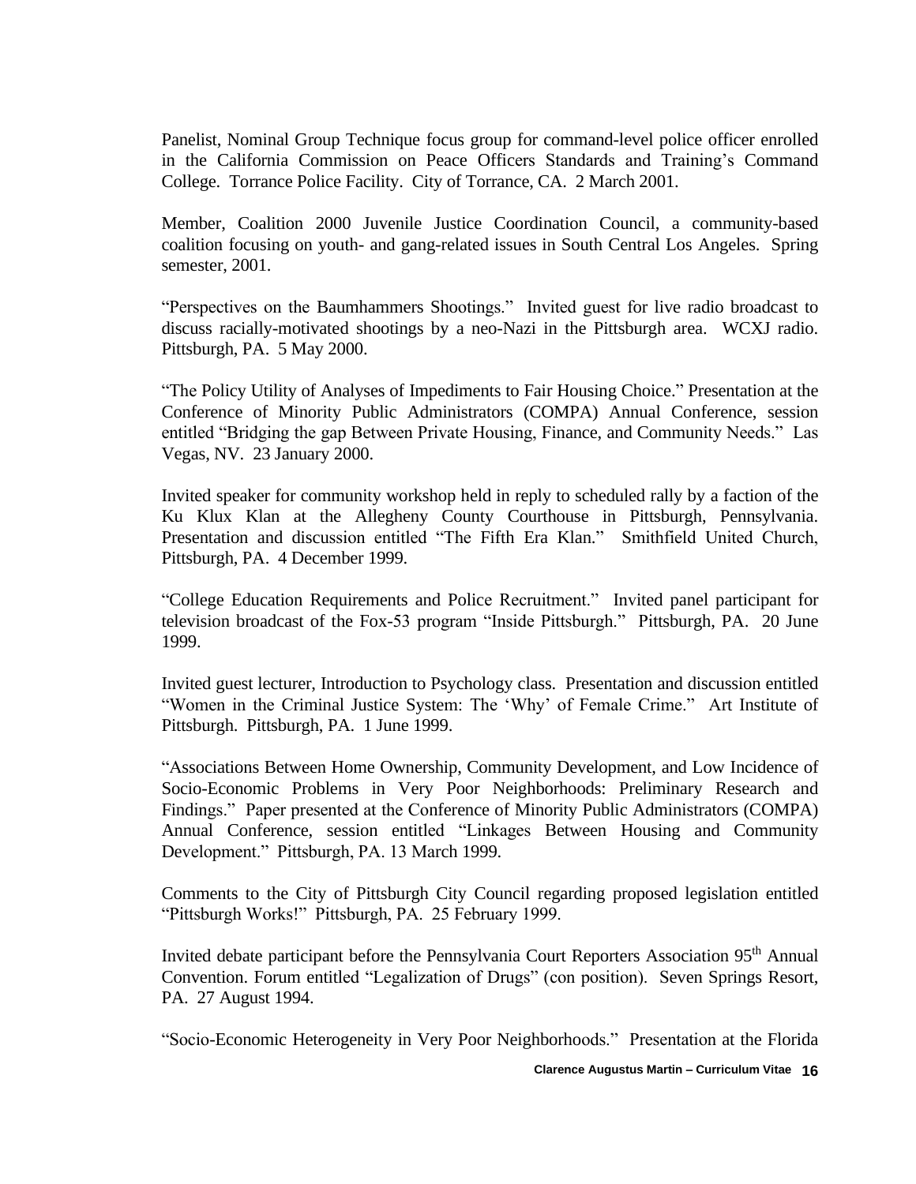Panelist, Nominal Group Technique focus group for command-level police officer enrolled in the California Commission on Peace Officers Standards and Training's Command College. Torrance Police Facility. City of Torrance, CA. 2 March 2001.

Member, Coalition 2000 Juvenile Justice Coordination Council, a community-based coalition focusing on youth- and gang-related issues in South Central Los Angeles. Spring semester, 2001.

"Perspectives on the Baumhammers Shootings." Invited guest for live radio broadcast to discuss racially-motivated shootings by a neo-Nazi in the Pittsburgh area. WCXJ radio. Pittsburgh, PA. 5 May 2000.

"The Policy Utility of Analyses of Impediments to Fair Housing Choice." Presentation at the Conference of Minority Public Administrators (COMPA) Annual Conference, session entitled "Bridging the gap Between Private Housing, Finance, and Community Needs." Las Vegas, NV. 23 January 2000.

Invited speaker for community workshop held in reply to scheduled rally by a faction of the Ku Klux Klan at the Allegheny County Courthouse in Pittsburgh, Pennsylvania. Presentation and discussion entitled "The Fifth Era Klan." Smithfield United Church, Pittsburgh, PA. 4 December 1999.

"College Education Requirements and Police Recruitment." Invited panel participant for television broadcast of the Fox-53 program "Inside Pittsburgh." Pittsburgh, PA. 20 June 1999.

Invited guest lecturer, Introduction to Psychology class. Presentation and discussion entitled "Women in the Criminal Justice System: The 'Why' of Female Crime." Art Institute of Pittsburgh. Pittsburgh, PA. 1 June 1999.

"Associations Between Home Ownership, Community Development, and Low Incidence of Socio-Economic Problems in Very Poor Neighborhoods: Preliminary Research and Findings." Paper presented at the Conference of Minority Public Administrators (COMPA) Annual Conference, session entitled "Linkages Between Housing and Community Development." Pittsburgh, PA. 13 March 1999.

Comments to the City of Pittsburgh City Council regarding proposed legislation entitled "Pittsburgh Works!" Pittsburgh, PA. 25 February 1999.

Invited debate participant before the Pennsylvania Court Reporters Association 95th Annual Convention. Forum entitled "Legalization of Drugs" (con position). Seven Springs Resort, PA. 27 August 1994.

"Socio-Economic Heterogeneity in Very Poor Neighborhoods." Presentation at the Florida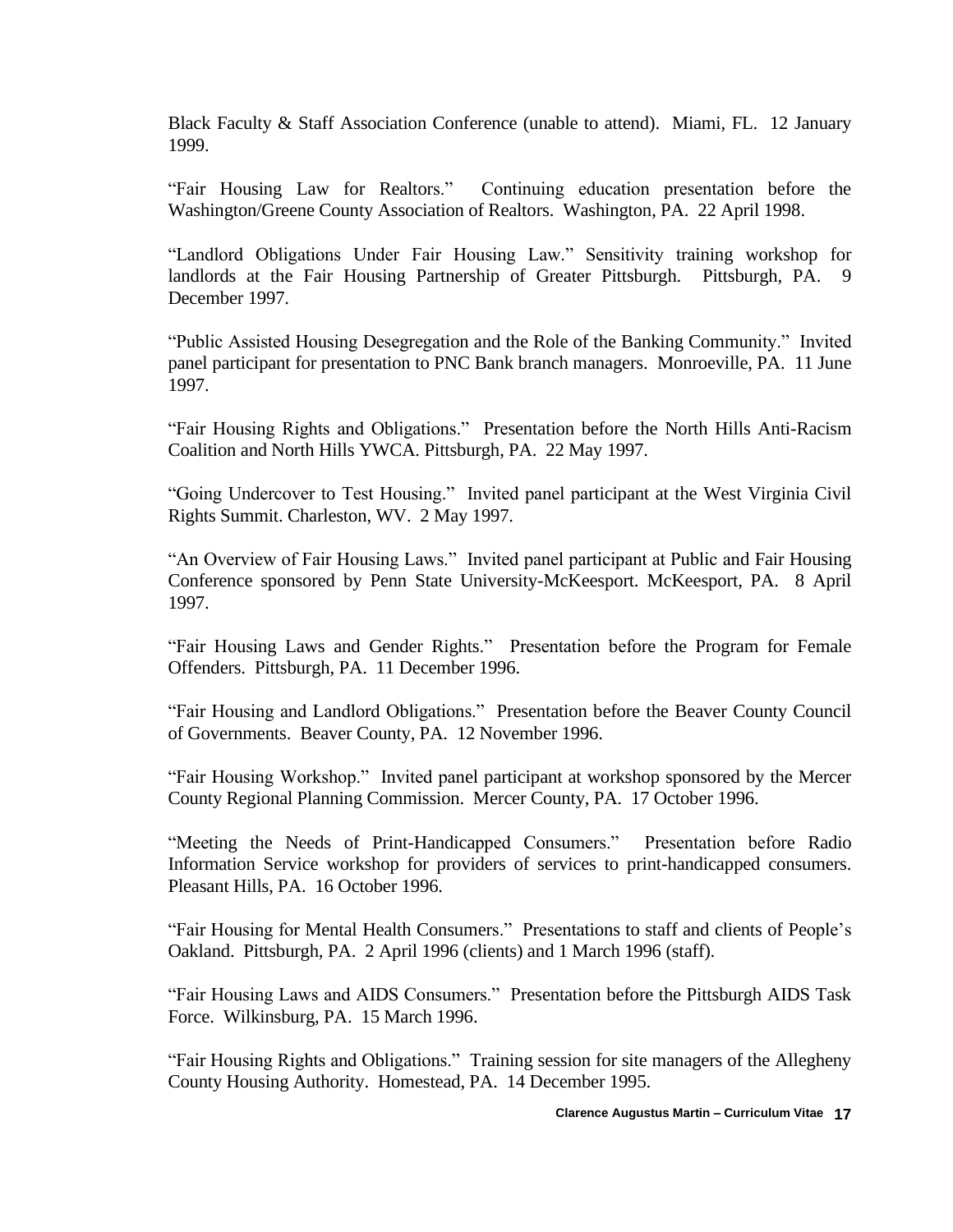Black Faculty & Staff Association Conference (unable to attend). Miami, FL. 12 January 1999.

"Fair Housing Law for Realtors." Continuing education presentation before the Washington/Greene County Association of Realtors. Washington, PA. 22 April 1998.

"Landlord Obligations Under Fair Housing Law." Sensitivity training workshop for landlords at the Fair Housing Partnership of Greater Pittsburgh. Pittsburgh, PA. 9 December 1997.

"Public Assisted Housing Desegregation and the Role of the Banking Community." Invited panel participant for presentation to PNC Bank branch managers. Monroeville, PA. 11 June 1997.

"Fair Housing Rights and Obligations." Presentation before the North Hills Anti-Racism Coalition and North Hills YWCA. Pittsburgh, PA. 22 May 1997.

"Going Undercover to Test Housing." Invited panel participant at the West Virginia Civil Rights Summit. Charleston, WV. 2 May 1997.

"An Overview of Fair Housing Laws." Invited panel participant at Public and Fair Housing Conference sponsored by Penn State University-McKeesport. McKeesport, PA. 8 April 1997.

"Fair Housing Laws and Gender Rights." Presentation before the Program for Female Offenders. Pittsburgh, PA. 11 December 1996.

"Fair Housing and Landlord Obligations." Presentation before the Beaver County Council of Governments. Beaver County, PA. 12 November 1996.

"Fair Housing Workshop." Invited panel participant at workshop sponsored by the Mercer County Regional Planning Commission. Mercer County, PA. 17 October 1996.

"Meeting the Needs of Print-Handicapped Consumers." Presentation before Radio Information Service workshop for providers of services to print-handicapped consumers. Pleasant Hills, PA. 16 October 1996.

"Fair Housing for Mental Health Consumers." Presentations to staff and clients of People's Oakland. Pittsburgh, PA. 2 April 1996 (clients) and 1 March 1996 (staff).

"Fair Housing Laws and AIDS Consumers." Presentation before the Pittsburgh AIDS Task Force. Wilkinsburg, PA. 15 March 1996.

"Fair Housing Rights and Obligations." Training session for site managers of the Allegheny County Housing Authority. Homestead, PA. 14 December 1995.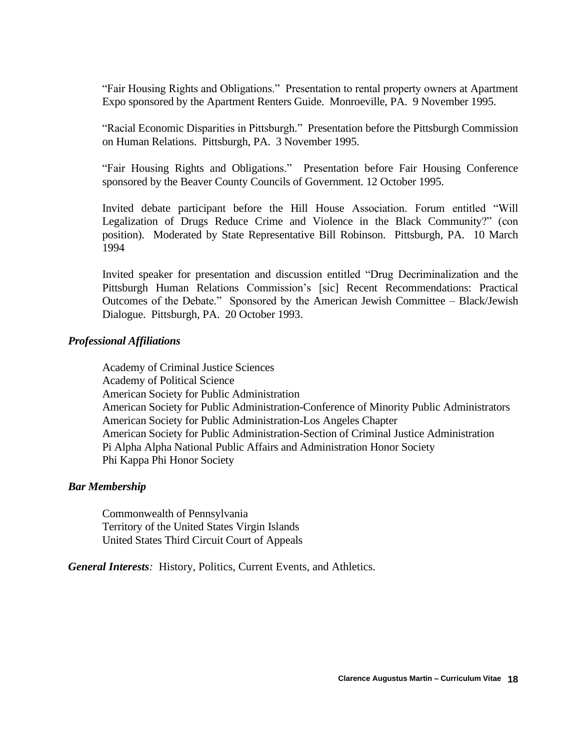"Fair Housing Rights and Obligations." Presentation to rental property owners at Apartment Expo sponsored by the Apartment Renters Guide. Monroeville, PA. 9 November 1995.

"Racial Economic Disparities in Pittsburgh." Presentation before the Pittsburgh Commission on Human Relations. Pittsburgh, PA. 3 November 1995.

"Fair Housing Rights and Obligations." Presentation before Fair Housing Conference sponsored by the Beaver County Councils of Government. 12 October 1995.

Invited debate participant before the Hill House Association. Forum entitled "Will Legalization of Drugs Reduce Crime and Violence in the Black Community?" (con position). Moderated by State Representative Bill Robinson. Pittsburgh, PA. 10 March 1994

Invited speaker for presentation and discussion entitled "Drug Decriminalization and the Pittsburgh Human Relations Commission's [sic] Recent Recommendations: Practical Outcomes of the Debate." Sponsored by the American Jewish Committee – Black/Jewish Dialogue. Pittsburgh, PA. 20 October 1993.

***Professional Affiliations***

Academy of Criminal Justice Sciences
Academy of Political Science
American Society for Public Administration
American Society for Public Administration-Conference of Minority Public Administrators
American Society for Public Administration-Los Angeles Chapter
American Society for Public Administration-Section of Criminal Justice Administration
Pi Alpha Alpha National Public Affairs and Administration Honor Society
Phi Kappa Phi Honor Society

***Bar Membership***

Commonwealth of Pennsylvania
Territory of the United States Virgin Islands
United States Third Circuit Court of Appeals

***General Interests**:* History, Politics, Current Events, and Athletics.